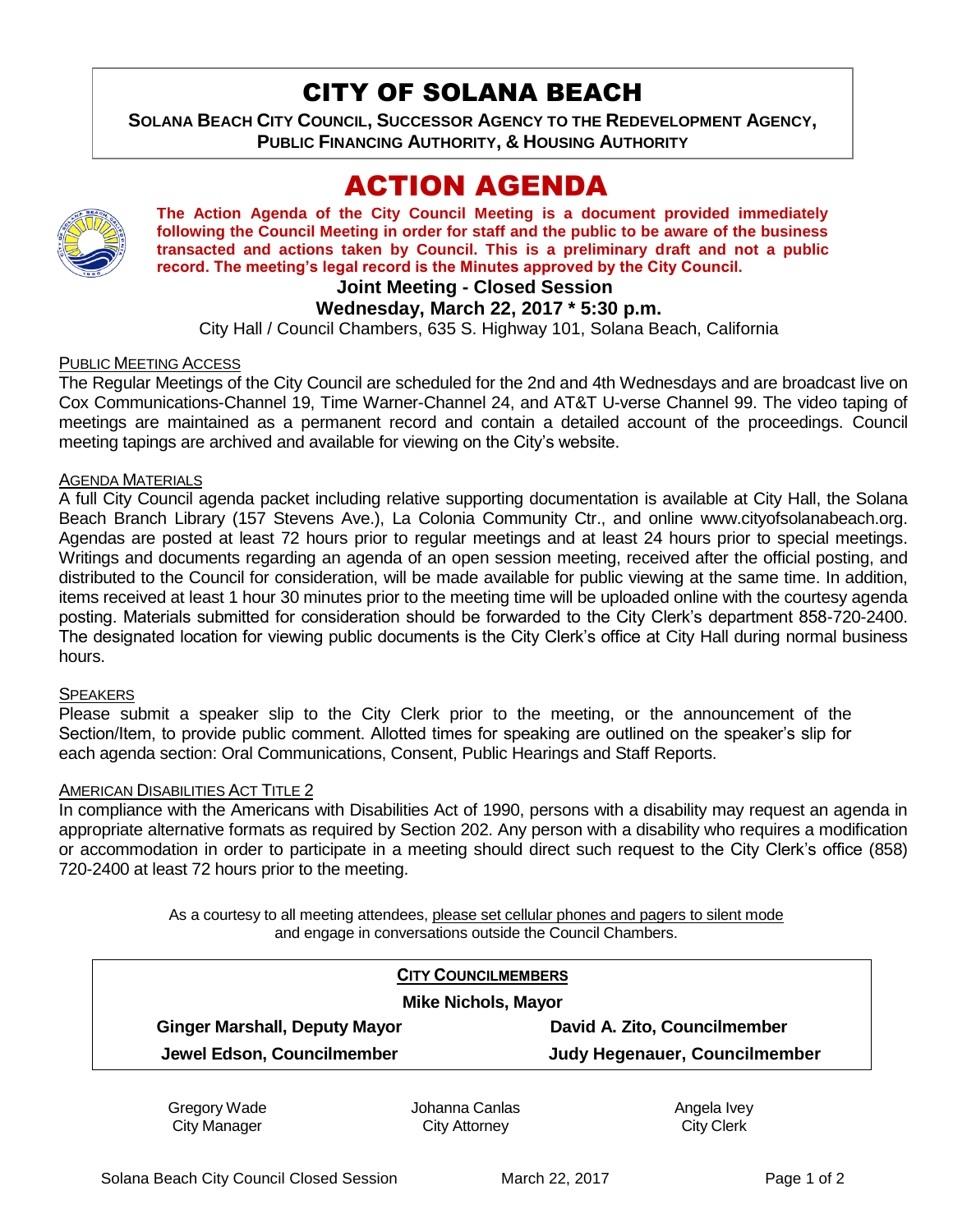# CITY OF SOLANA BEACH

**SOLANA BEACH CITY COUNCIL, SUCCESSOR AGENCY TO THE REDEVELOPMENT AGENCY, PUBLIC FINANCING AUTHORITY, & HOUSING AUTHORITY**

# ACTION AGENDA

**The Action Agenda of the City Council Meeting is a document provided immediately following the Council Meeting in order for staff and the public to be aware of the business transacted and actions taken by Council. This is a preliminary draft and not a public record. The meeting's legal record is the Minutes approved by the City Council.**

**Joint Meeting - Closed Session**

**Wednesday, March 22, 2017 * 5:30 p.m.**

City Hall / Council Chambers, 635 S. Highway 101, Solana Beach, California

PUBLIC MEETING ACCESS

The Regular Meetings of the City Council are scheduled for the 2nd and 4th Wednesdays and are broadcast live on Cox Communications-Channel 19, Time Warner-Channel 24, and AT&T U-verse Channel 99. The video taping of meetings are maintained as a permanent record and contain a detailed account of the proceedings. Council meeting tapings are archived and available for viewing on the City's website.

AGENDA MATERIALS

A full City Council agenda packet including relative supporting documentation is available at City Hall, the Solana Beach Branch Library (157 Stevens Ave.), La Colonia Community Ctr., and online www.cityofsolanabeach.org. Agendas are posted at least 72 hours prior to regular meetings and at least 24 hours prior to special meetings. Writings and documents regarding an agenda of an open session meeting, received after the official posting, and distributed to the Council for consideration, will be made available for public viewing at the same time. In addition, items received at least 1 hour 30 minutes prior to the meeting time will be uploaded online with the courtesy agenda posting. Materials submitted for consideration should be forwarded to the City Clerk's department 858-720-2400. The designated location for viewing public documents is the City Clerk's office at City Hall during normal business hours.

SPEAKERS

Please submit a speaker slip to the City Clerk prior to the meeting, or the announcement of the Section/Item, to provide public comment. Allotted times for speaking are outlined on the speaker's slip for each agenda section: Oral Communications, Consent, Public Hearings and Staff Reports.

AMERICAN DISABILITIES ACT TITLE 2

In compliance with the Americans with Disabilities Act of 1990, persons with a disability may request an agenda in appropriate alternative formats as required by Section 202. Any person with a disability who requires a modification or accommodation in order to participate in a meeting should direct such request to the City Clerk's office (858) 720-2400 at least 72 hours prior to the meeting.

As a courtesy to all meeting attendees, please set cellular phones and pagers to silent mode and engage in conversations outside the Council Chambers.

**CITY COUNCILMEMBERS**

**Mike Nichols, Mayor**

| | |
|---|---|
| **Ginger Marshall, Deputy Mayor** | **David A. Zito, Councilmember** |
| **Jewel Edson, Councilmember** | **Judy Hegenauer, Councilmember** |

| | | |
|---|---|---|
| Gregory Wade<br>City Manager | Johanna Canlas<br>City Attorney | Angela Ivey<br>City Clerk |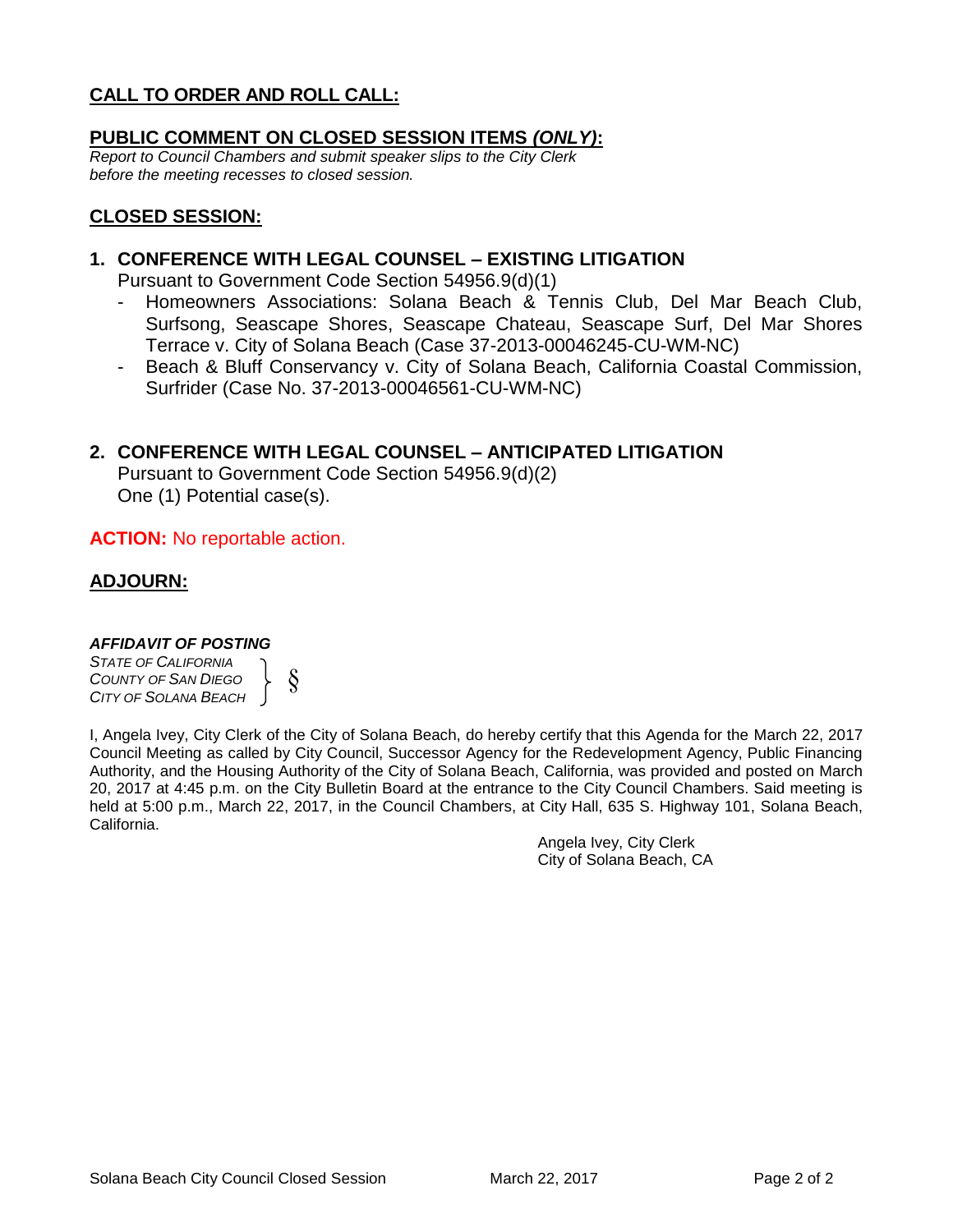## CALL TO ORDER AND ROLL CALL:

## PUBLIC COMMENT ON CLOSED SESSION ITEMS *(ONLY)*:

*Report to Council Chambers and submit speaker slips to the City Clerk before the meeting recesses to closed session.*

## CLOSED SESSION:

### 1. CONFERENCE WITH LEGAL COUNSEL – EXISTING LITIGATION

Pursuant to Government Code Section 54956.9(d)(1)

- Homeowners Associations: Solana Beach & Tennis Club, Del Mar Beach Club, Surfsong, Seascape Shores, Seascape Chateau, Seascape Surf, Del Mar Shores Terrace v. City of Solana Beach (Case 37-2013-00046245-CU-WM-NC)
- Beach & Bluff Conservancy v. City of Solana Beach, California Coastal Commission, Surfrider (Case No. 37-2013-00046561-CU-WM-NC)

### 2. CONFERENCE WITH LEGAL COUNSEL – ANTICIPATED LITIGATION

Pursuant to Government Code Section 54956.9(d)(2)
One (1) Potential case(s).

**ACTION:** No reportable action.

## ADJOURN:

***AFFIDAVIT OF POSTING***

*STATE OF CALIFORNIA*
*COUNTY OF SAN DIEGO* } §
*CITY OF SOLANA BEACH*

I, Angela Ivey, City Clerk of the City of Solana Beach, do hereby certify that this Agenda for the March 22, 2017 Council Meeting as called by City Council, Successor Agency for the Redevelopment Agency, Public Financing Authority, and the Housing Authority of the City of Solana Beach, California, was provided and posted on March 20, 2017 at 4:45 p.m. on the City Bulletin Board at the entrance to the City Council Chambers. Said meeting is held at 5:00 p.m., March 22, 2017, in the Council Chambers, at City Hall, 635 S. Highway 101, Solana Beach, California.

Angela Ivey, City Clerk
City of Solana Beach, CA